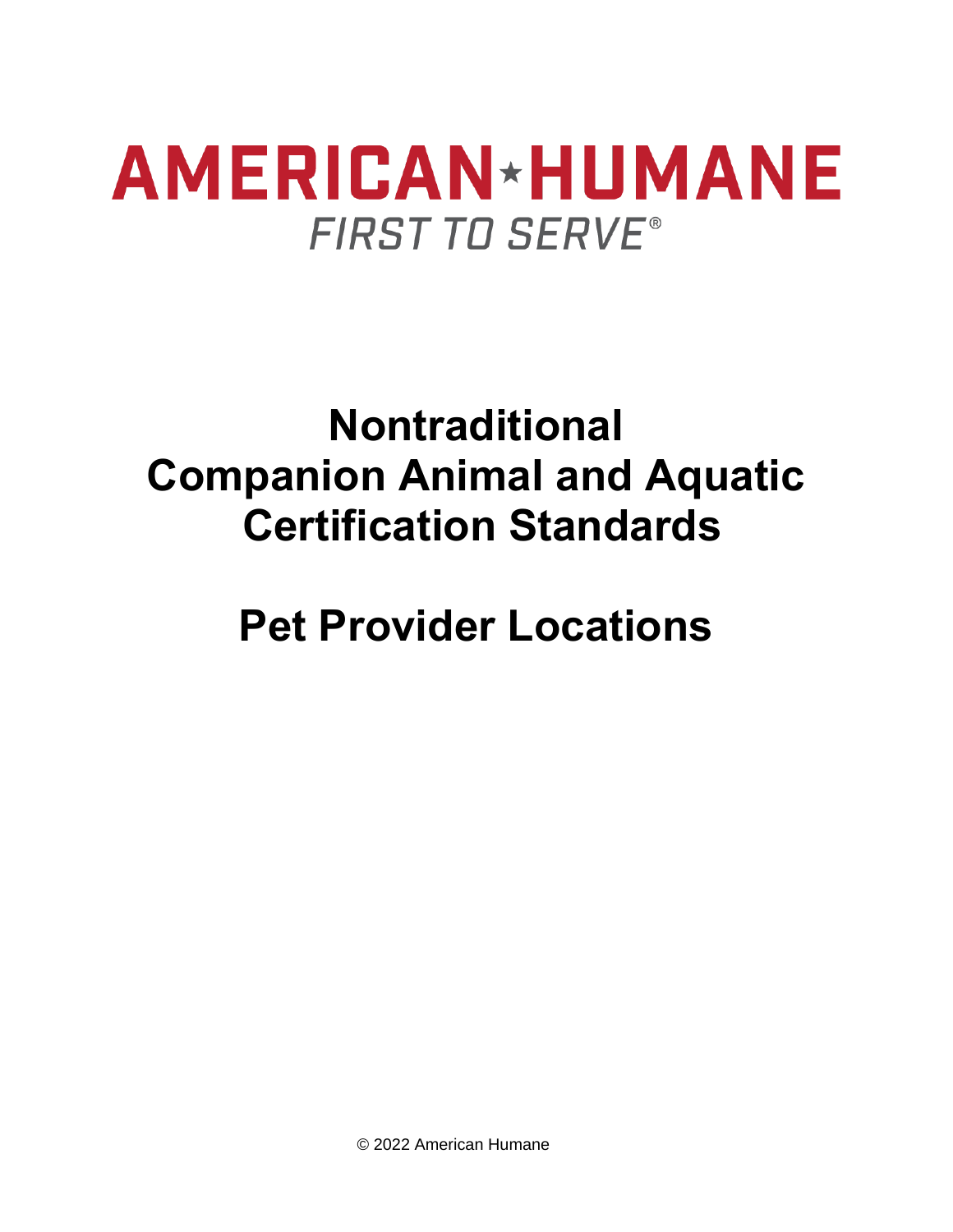**AMERICAN★HUMANE**

*FIRST TO SERVE®*

# Nontraditional Companion Animal and Aquatic Certification Standards

# Pet Provider Locations

© 2022 American Humane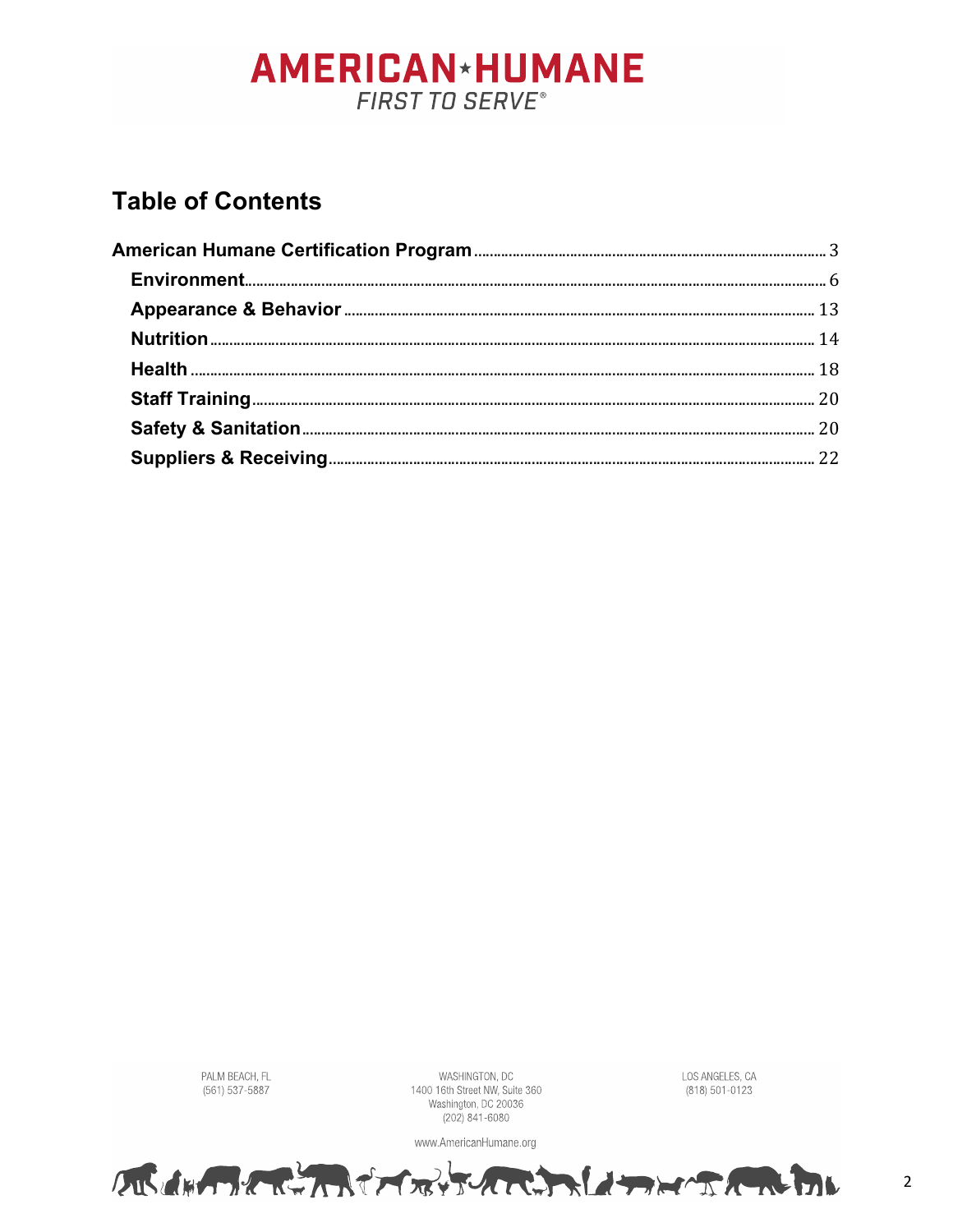# Table of Contents

| | |
|---|---|
| **American Humane Certification Program** | 3 |
| **Environment** | 6 |
| **Appearance & Behavior** | 13 |
| **Nutrition** | 14 |
| **Health** | 18 |
| **Staff Training** | 20 |
| **Safety & Sanitation** | 20 |
| **Suppliers & Receiving** | 22 |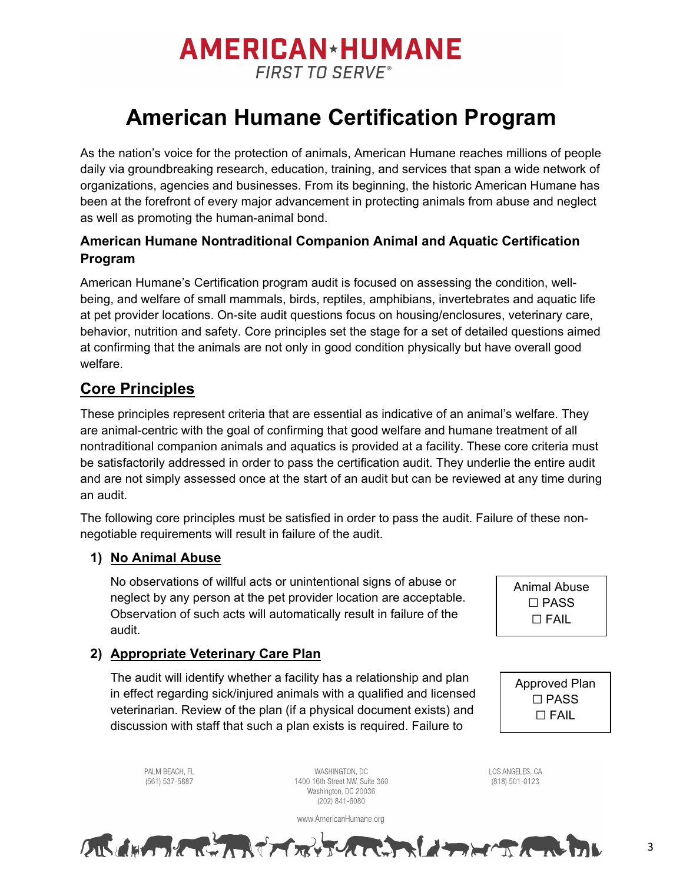# American Humane Certification Program

As the nation's voice for the protection of animals, American Humane reaches millions of people daily via groundbreaking research, education, training, and services that span a wide network of organizations, agencies and businesses. From its beginning, the historic American Humane has been at the forefront of every major advancement in protecting animals from abuse and neglect as well as promoting the human-animal bond.

### American Humane Nontraditional Companion Animal and Aquatic Certification Program

American Humane's Certification program audit is focused on assessing the condition, well-being, and welfare of small mammals, birds, reptiles, amphibians, invertebrates and aquatic life at pet provider locations. On-site audit questions focus on housing/enclosures, veterinary care, behavior, nutrition and safety. Core principles set the stage for a set of detailed questions aimed at confirming that the animals are not only in good condition physically but have overall good welfare.

## Core Principles

These principles represent criteria that are essential as indicative of an animal's welfare. They are animal-centric with the goal of confirming that good welfare and humane treatment of all nontraditional companion animals and aquatics is provided at a facility. These core criteria must be satisfactorily addressed in order to pass the certification audit. They underlie the entire audit and are not simply assessed once at the start of an audit but can be reviewed at any time during an audit.

The following core principles must be satisfied in order to pass the audit. Failure of these non-negotiable requirements will result in failure of the audit.

**1) No Animal Abuse**

No observations of willful acts or unintentional signs of abuse or neglect by any person at the pet provider location are acceptable. Observation of such acts will automatically result in failure of the audit.

| Animal Abuse |
|---|
| ☐ PASS |
| ☐ FAIL |

**2) Appropriate Veterinary Care Plan**

The audit will identify whether a facility has a relationship and plan in effect regarding sick/injured animals with a qualified and licensed veterinarian. Review of the plan (if a physical document exists) and discussion with staff that such a plan exists is required. Failure to

| Approved Plan |
|---|
| ☐ PASS |
| ☐ FAIL |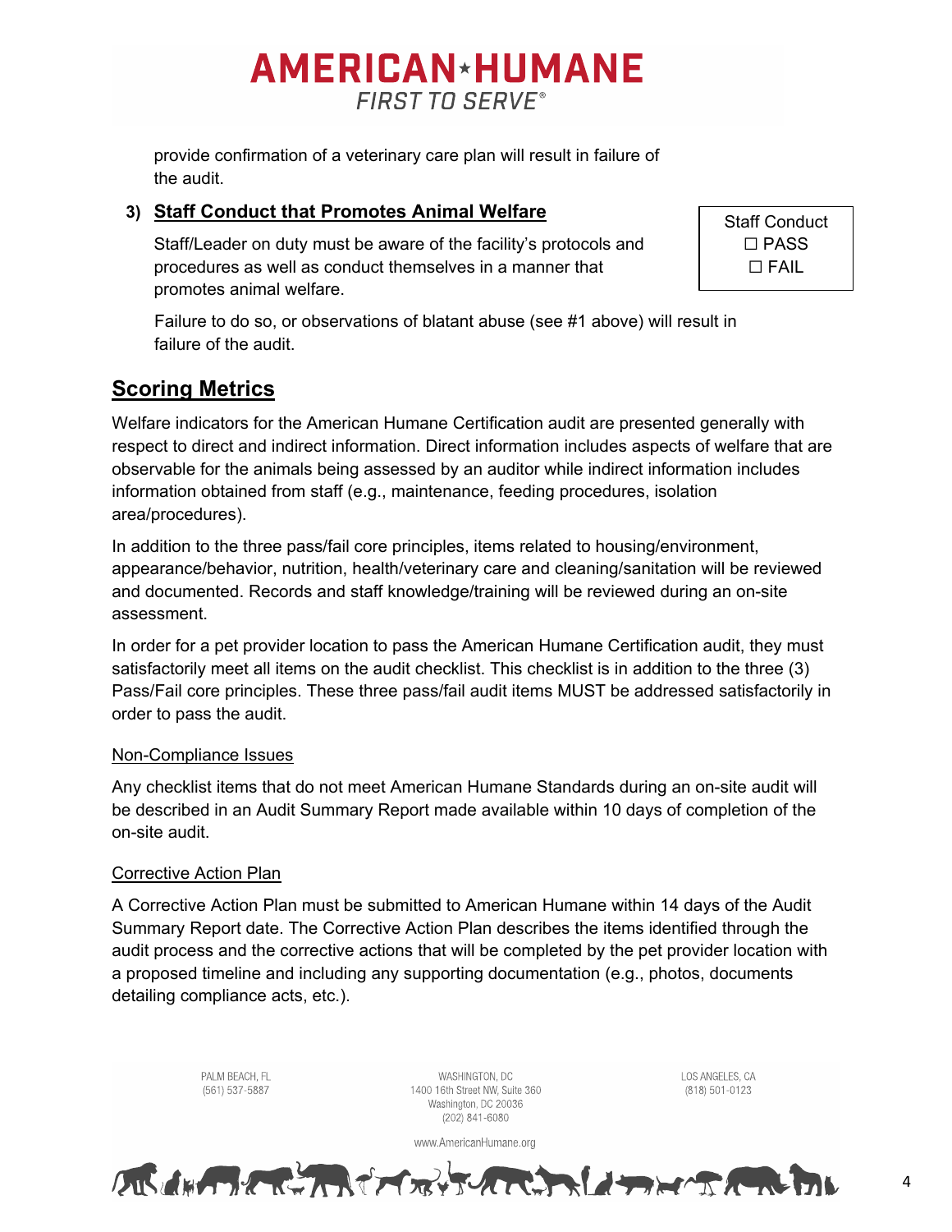provide confirmation of a veterinary care plan will result in failure of the audit.

**3) Staff Conduct that Promotes Animal Welfare**

Staff/Leader on duty must be aware of the facility's protocols and procedures as well as conduct themselves in a manner that promotes animal welfare.

| Staff Conduct |
|---|
| ☐ PASS |
| ☐ FAIL |

Failure to do so, or observations of blatant abuse (see #1 above) will result in failure of the audit.

## Scoring Metrics

Welfare indicators for the American Humane Certification audit are presented generally with respect to direct and indirect information. Direct information includes aspects of welfare that are observable for the animals being assessed by an auditor while indirect information includes information obtained from staff (e.g., maintenance, feeding procedures, isolation area/procedures).

In addition to the three pass/fail core principles, items related to housing/environment, appearance/behavior, nutrition, health/veterinary care and cleaning/sanitation will be reviewed and documented. Records and staff knowledge/training will be reviewed during an on-site assessment.

In order for a pet provider location to pass the American Humane Certification audit, they must satisfactorily meet all items on the audit checklist. This checklist is in addition to the three (3) Pass/Fail core principles. These three pass/fail audit items MUST be addressed satisfactorily in order to pass the audit.

### Non-Compliance Issues

Any checklist items that do not meet American Humane Standards during an on-site audit will be described in an Audit Summary Report made available within 10 days of completion of the on-site audit.

### Corrective Action Plan

A Corrective Action Plan must be submitted to American Humane within 14 days of the Audit Summary Report date. The Corrective Action Plan describes the items identified through the audit process and the corrective actions that will be completed by the pet provider location with a proposed timeline and including any supporting documentation (e.g., photos, documents detailing compliance acts, etc.).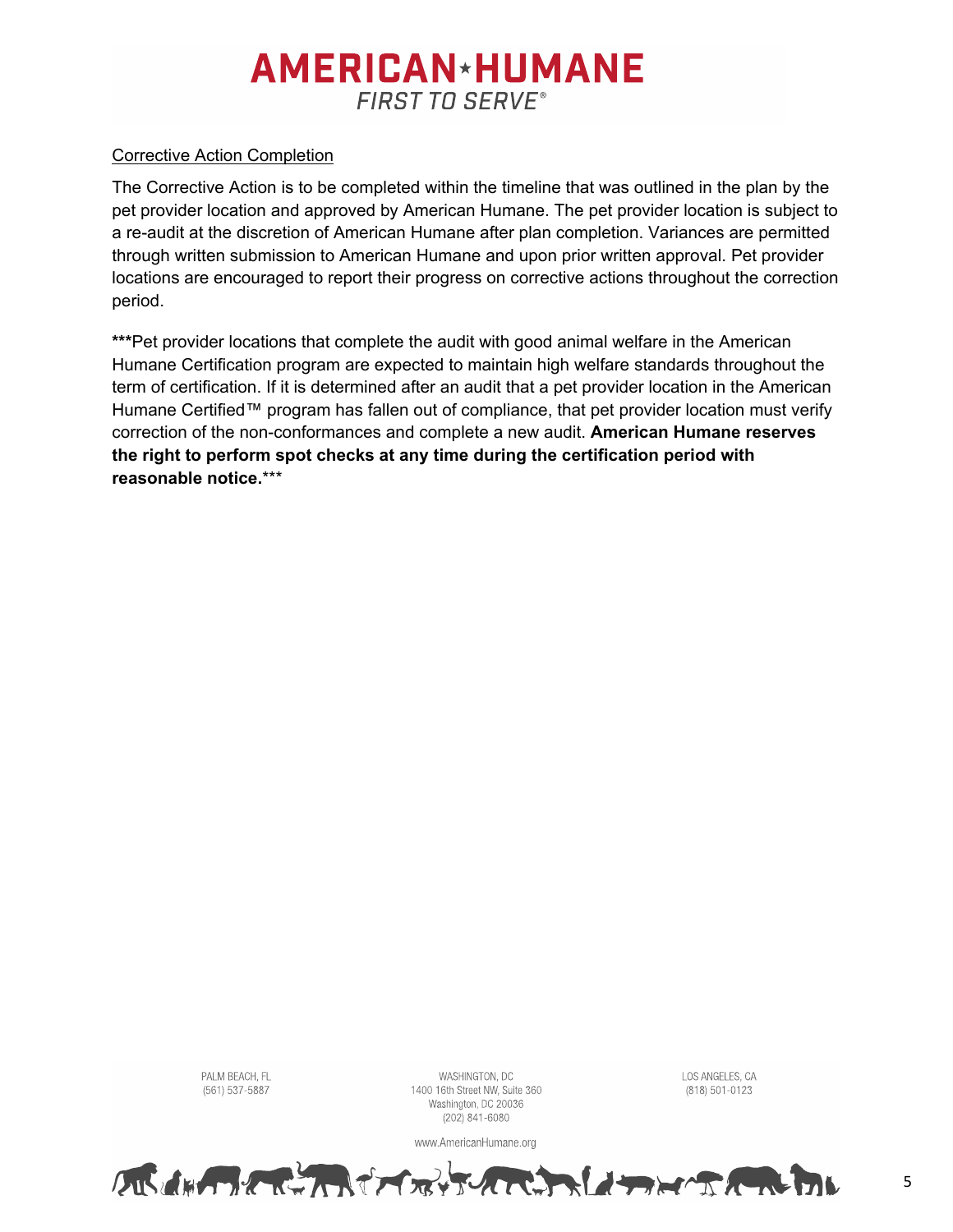Corrective Action Completion

The Corrective Action is to be completed within the timeline that was outlined in the plan by the pet provider location and approved by American Humane. The pet provider location is subject to a re-audit at the discretion of American Humane after plan completion. Variances are permitted through written submission to American Humane and upon prior written approval. Pet provider locations are encouraged to report their progress on corrective actions throughout the correction period.

**\*\*\***Pet provider locations that complete the audit with good animal welfare in the American Humane Certification program are expected to maintain high welfare standards throughout the term of certification. If it is determined after an audit that a pet provider location in the American Humane Certified™ program has fallen out of compliance, that pet provider location must verify correction of the non-conformances and complete a new audit. **American Humane reserves the right to perform spot checks at any time during the certification period with reasonable notice.**\*\*\*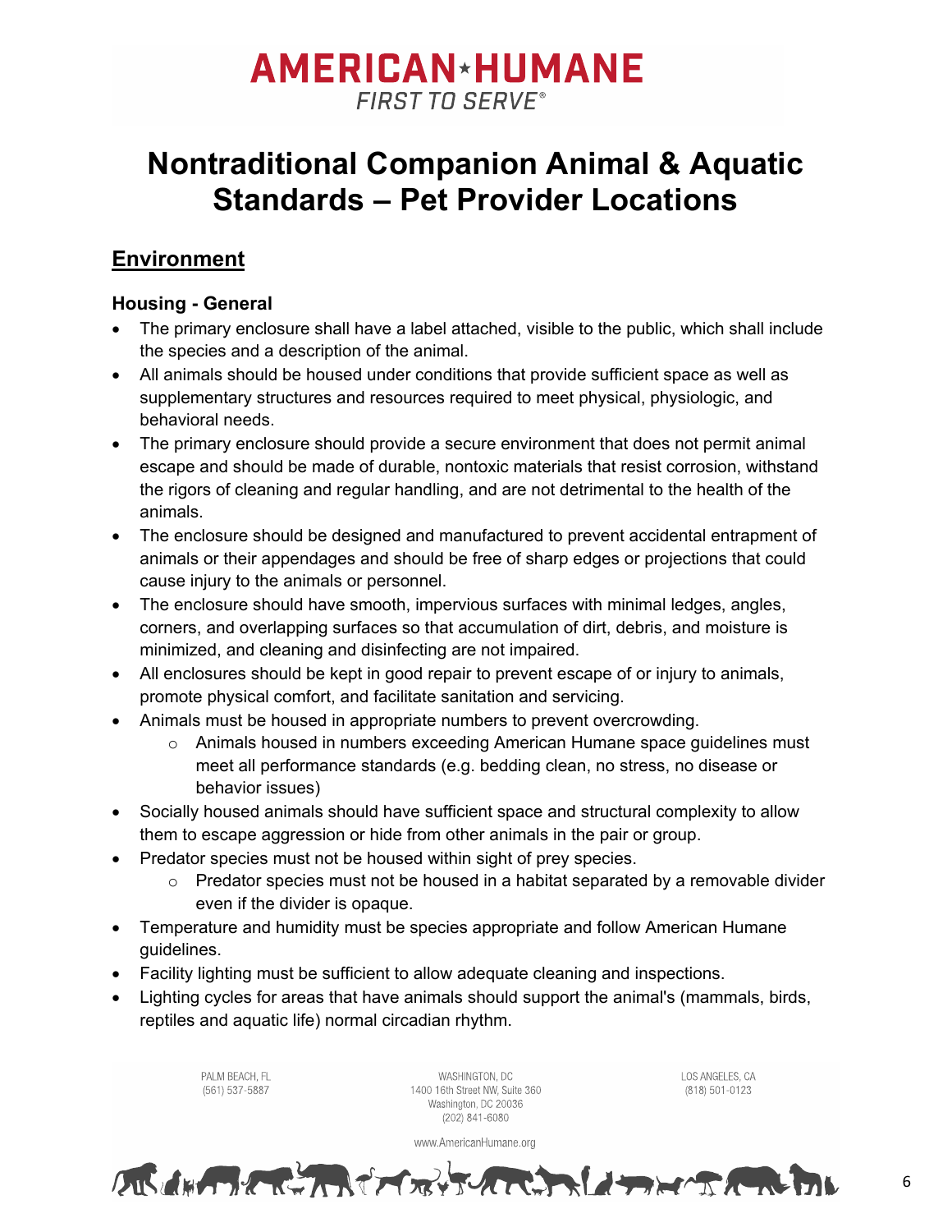# Nontraditional Companion Animal & Aquatic Standards – Pet Provider Locations

## Environment

### Housing - General

- The primary enclosure shall have a label attached, visible to the public, which shall include the species and a description of the animal.
- All animals should be housed under conditions that provide sufficient space as well as supplementary structures and resources required to meet physical, physiologic, and behavioral needs.
- The primary enclosure should provide a secure environment that does not permit animal escape and should be made of durable, nontoxic materials that resist corrosion, withstand the rigors of cleaning and regular handling, and are not detrimental to the health of the animals.
- The enclosure should be designed and manufactured to prevent accidental entrapment of animals or their appendages and should be free of sharp edges or projections that could cause injury to the animals or personnel.
- The enclosure should have smooth, impervious surfaces with minimal ledges, angles, corners, and overlapping surfaces so that accumulation of dirt, debris, and moisture is minimized, and cleaning and disinfecting are not impaired.
- All enclosures should be kept in good repair to prevent escape of or injury to animals, promote physical comfort, and facilitate sanitation and servicing.
- Animals must be housed in appropriate numbers to prevent overcrowding.
  - Animals housed in numbers exceeding American Humane space guidelines must meet all performance standards (e.g. bedding clean, no stress, no disease or behavior issues)
- Socially housed animals should have sufficient space and structural complexity to allow them to escape aggression or hide from other animals in the pair or group.
- Predator species must not be housed within sight of prey species.
  - Predator species must not be housed in a habitat separated by a removable divider even if the divider is opaque.
- Temperature and humidity must be species appropriate and follow American Humane guidelines.
- Facility lighting must be sufficient to allow adequate cleaning and inspections.
- Lighting cycles for areas that have animals should support the animal's (mammals, birds, reptiles and aquatic life) normal circadian rhythm.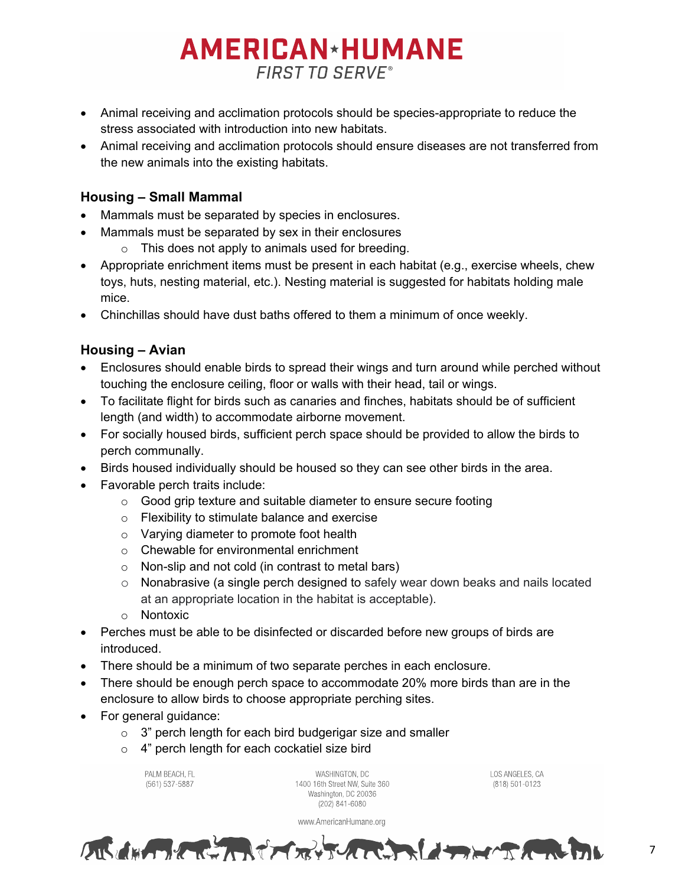- Animal receiving and acclimation protocols should be species-appropriate to reduce the stress associated with introduction into new habitats.
- Animal receiving and acclimation protocols should ensure diseases are not transferred from the new animals into the existing habitats.

### Housing – Small Mammal

- Mammals must be separated by species in enclosures.
- Mammals must be separated by sex in their enclosures
  - This does not apply to animals used for breeding.
- Appropriate enrichment items must be present in each habitat (e.g., exercise wheels, chew toys, huts, nesting material, etc.). Nesting material is suggested for habitats holding male mice.
- Chinchillas should have dust baths offered to them a minimum of once weekly.

### Housing – Avian

- Enclosures should enable birds to spread their wings and turn around while perched without touching the enclosure ceiling, floor or walls with their head, tail or wings.
- To facilitate flight for birds such as canaries and finches, habitats should be of sufficient length (and width) to accommodate airborne movement.
- For socially housed birds, sufficient perch space should be provided to allow the birds to perch communally.
- Birds housed individually should be housed so they can see other birds in the area.
- Favorable perch traits include:
  - Good grip texture and suitable diameter to ensure secure footing
  - Flexibility to stimulate balance and exercise
  - Varying diameter to promote foot health
  - Chewable for environmental enrichment
  - Non-slip and not cold (in contrast to metal bars)
  - Nonabrasive (a single perch designed to safely wear down beaks and nails located at an appropriate location in the habitat is acceptable).
  - Nontoxic
- Perches must be able to be disinfected or discarded before new groups of birds are introduced.
- There should be a minimum of two separate perches in each enclosure.
- There should be enough perch space to accommodate 20% more birds than are in the enclosure to allow birds to choose appropriate perching sites.
- For general guidance:
  - 3" perch length for each bird budgerigar size and smaller
  - 4" perch length for each cockatiel size bird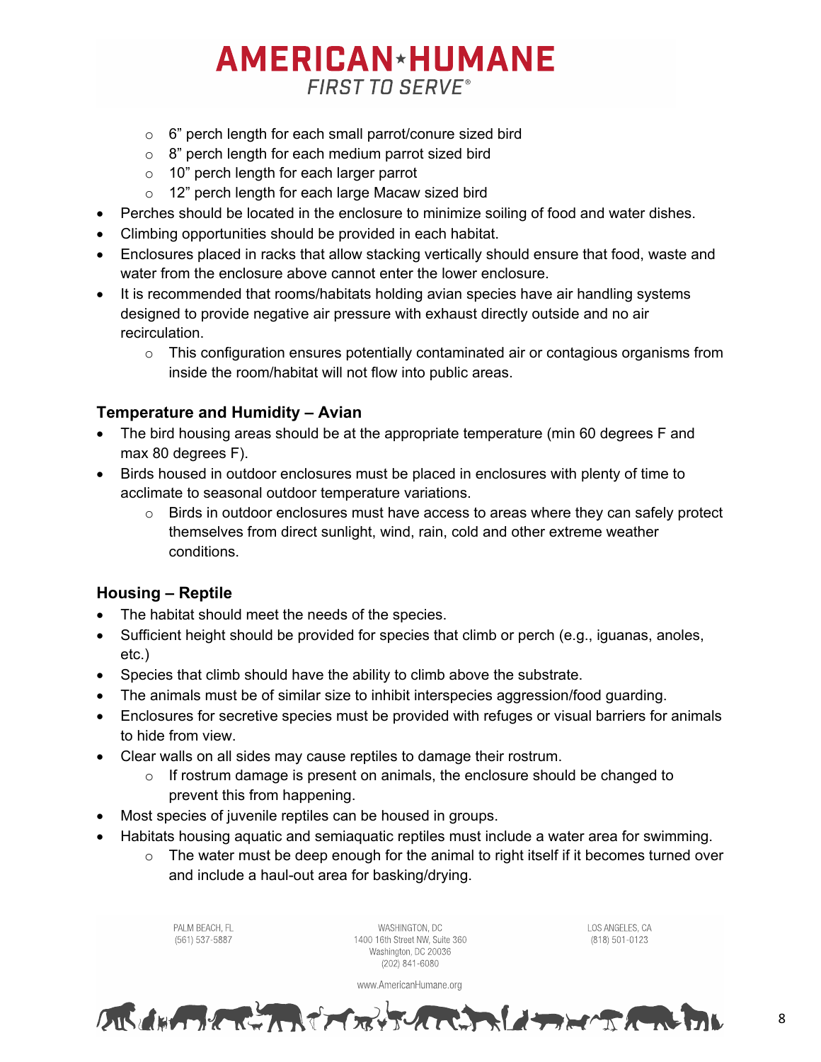- 6” perch length for each small parrot/conure sized bird
  - 8” perch length for each medium parrot sized bird
  - 10” perch length for each larger parrot
  - 12” perch length for each large Macaw sized bird
- Perches should be located in the enclosure to minimize soiling of food and water dishes.
- Climbing opportunities should be provided in each habitat.
- Enclosures placed in racks that allow stacking vertically should ensure that food, waste and water from the enclosure above cannot enter the lower enclosure.
- It is recommended that rooms/habitats holding avian species have air handling systems designed to provide negative air pressure with exhaust directly outside and no air recirculation.
  - This configuration ensures potentially contaminated air or contagious organisms from inside the room/habitat will not flow into public areas.

### Temperature and Humidity – Avian

- The bird housing areas should be at the appropriate temperature (min 60 degrees F and max 80 degrees F).
- Birds housed in outdoor enclosures must be placed in enclosures with plenty of time to acclimate to seasonal outdoor temperature variations.
  - Birds in outdoor enclosures must have access to areas where they can safely protect themselves from direct sunlight, wind, rain, cold and other extreme weather conditions.

### Housing – Reptile

- The habitat should meet the needs of the species.
- Sufficient height should be provided for species that climb or perch (e.g., iguanas, anoles, etc.)
- Species that climb should have the ability to climb above the substrate.
- The animals must be of similar size to inhibit interspecies aggression/food guarding.
- Enclosures for secretive species must be provided with refuges or visual barriers for animals to hide from view.
- Clear walls on all sides may cause reptiles to damage their rostrum.
  - If rostrum damage is present on animals, the enclosure should be changed to prevent this from happening.
- Most species of juvenile reptiles can be housed in groups.
- Habitats housing aquatic and semiaquatic reptiles must include a water area for swimming.
  - The water must be deep enough for the animal to right itself if it becomes turned over and include a haul-out area for basking/drying.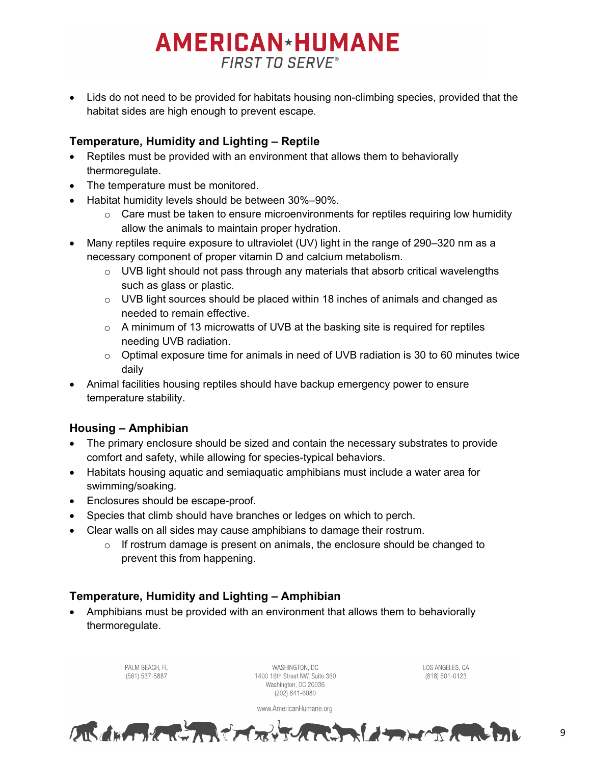- Lids do not need to be provided for habitats housing non-climbing species, provided that the habitat sides are high enough to prevent escape.

### Temperature, Humidity and Lighting – Reptile

- Reptiles must be provided with an environment that allows them to behaviorally thermoregulate.
- The temperature must be monitored.
- Habitat humidity levels should be between 30%–90%.
  - Care must be taken to ensure microenvironments for reptiles requiring low humidity allow the animals to maintain proper hydration.
- Many reptiles require exposure to ultraviolet (UV) light in the range of 290–320 nm as a necessary component of proper vitamin D and calcium metabolism.
  - UVB light should not pass through any materials that absorb critical wavelengths such as glass or plastic.
  - UVB light sources should be placed within 18 inches of animals and changed as needed to remain effective.
  - A minimum of 13 microwatts of UVB at the basking site is required for reptiles needing UVB radiation.
  - Optimal exposure time for animals in need of UVB radiation is 30 to 60 minutes twice daily
- Animal facilities housing reptiles should have backup emergency power to ensure temperature stability.

### Housing – Amphibian

- The primary enclosure should be sized and contain the necessary substrates to provide comfort and safety, while allowing for species-typical behaviors.
- Habitats housing aquatic and semiaquatic amphibians must include a water area for swimming/soaking.
- Enclosures should be escape-proof.
- Species that climb should have branches or ledges on which to perch.
- Clear walls on all sides may cause amphibians to damage their rostrum.
  - If rostrum damage is present on animals, the enclosure should be changed to prevent this from happening.

### Temperature, Humidity and Lighting – Amphibian

- Amphibians must be provided with an environment that allows them to behaviorally thermoregulate.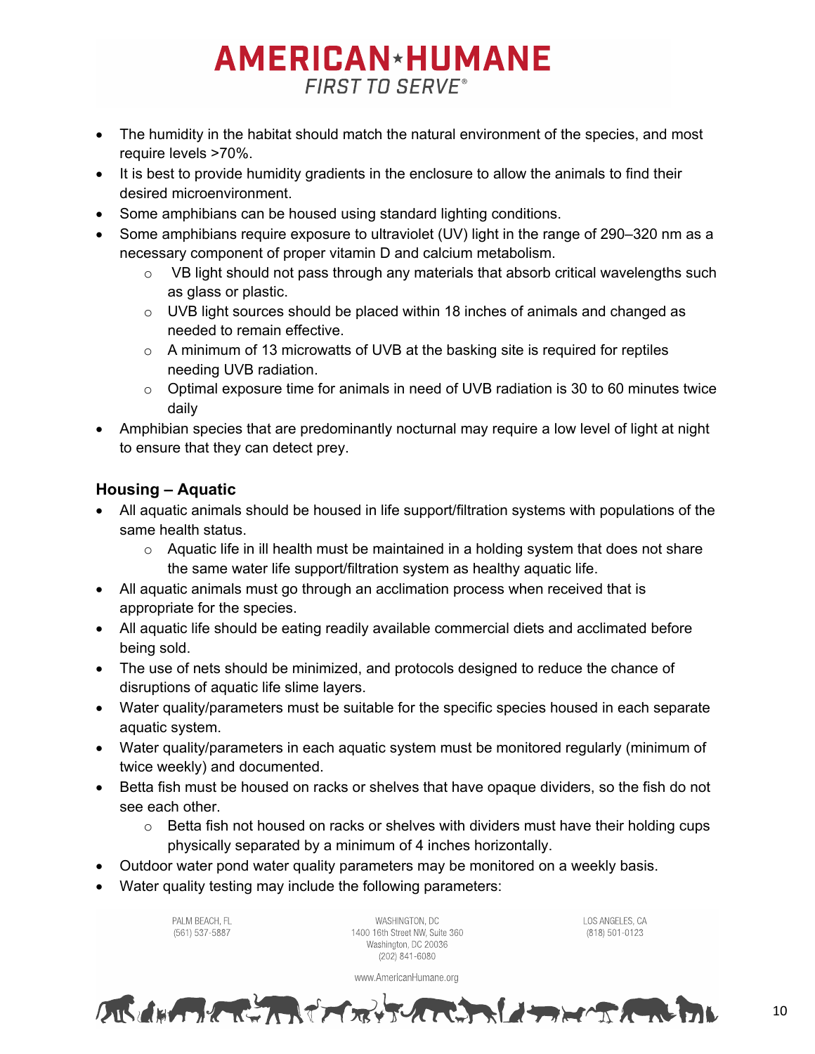- The humidity in the habitat should match the natural environment of the species, and most require levels >70%.
- It is best to provide humidity gradients in the enclosure to allow the animals to find their desired microenvironment.
- Some amphibians can be housed using standard lighting conditions.
- Some amphibians require exposure to ultraviolet (UV) light in the range of 290–320 nm as a necessary component of proper vitamin D and calcium metabolism.
  - VB light should not pass through any materials that absorb critical wavelengths such as glass or plastic.
  - UVB light sources should be placed within 18 inches of animals and changed as needed to remain effective.
  - A minimum of 13 microwatts of UVB at the basking site is required for reptiles needing UVB radiation.
  - Optimal exposure time for animals in need of UVB radiation is 30 to 60 minutes twice daily
- Amphibian species that are predominantly nocturnal may require a low level of light at night to ensure that they can detect prey.

### Housing – Aquatic

- All aquatic animals should be housed in life support/filtration systems with populations of the same health status.
  - Aquatic life in ill health must be maintained in a holding system that does not share the same water life support/filtration system as healthy aquatic life.
- All aquatic animals must go through an acclimation process when received that is appropriate for the species.
- All aquatic life should be eating readily available commercial diets and acclimated before being sold.
- The use of nets should be minimized, and protocols designed to reduce the chance of disruptions of aquatic life slime layers.
- Water quality/parameters must be suitable for the specific species housed in each separate aquatic system.
- Water quality/parameters in each aquatic system must be monitored regularly (minimum of twice weekly) and documented.
- Betta fish must be housed on racks or shelves that have opaque dividers, so the fish do not see each other.
  - Betta fish not housed on racks or shelves with dividers must have their holding cups physically separated by a minimum of 4 inches horizontally.
- Outdoor water pond water quality parameters may be monitored on a weekly basis.
- Water quality testing may include the following parameters: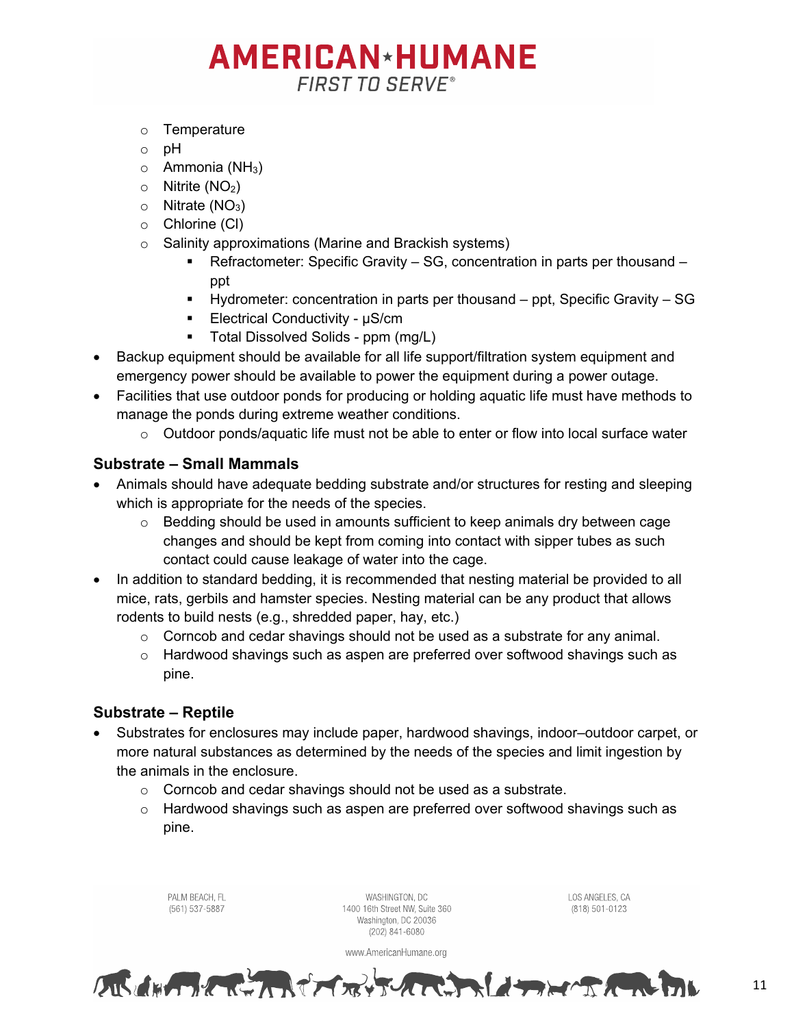- Temperature
    - pH
    - Ammonia ($NH_3$)
    - Nitrite ($NO_2$)
    - Nitrate ($NO_3$)
    - Chlorine (Cl)
    - Salinity approximations (Marine and Brackish systems)
        - Refractometer: Specific Gravity – SG, concentration in parts per thousand – ppt
        - Hydrometer: concentration in parts per thousand – ppt, Specific Gravity – SG
        - Electrical Conductivity - µS/cm
        - Total Dissolved Solids - ppm (mg/L)
- Backup equipment should be available for all life support/filtration system equipment and emergency power should be available to power the equipment during a power outage.
- Facilities that use outdoor ponds for producing or holding aquatic life must have methods to manage the ponds during extreme weather conditions.
    - Outdoor ponds/aquatic life must not be able to enter or flow into local surface water

### Substrate – Small Mammals

- Animals should have adequate bedding substrate and/or structures for resting and sleeping which is appropriate for the needs of the species.
    - Bedding should be used in amounts sufficient to keep animals dry between cage changes and should be kept from coming into contact with sipper tubes as such contact could cause leakage of water into the cage.
- In addition to standard bedding, it is recommended that nesting material be provided to all mice, rats, gerbils and hamster species. Nesting material can be any product that allows rodents to build nests (e.g., shredded paper, hay, etc.)
    - Corncob and cedar shavings should not be used as a substrate for any animal.
    - Hardwood shavings such as aspen are preferred over softwood shavings such as pine.

### Substrate – Reptile

- Substrates for enclosures may include paper, hardwood shavings, indoor–outdoor carpet, or more natural substances as determined by the needs of the species and limit ingestion by the animals in the enclosure.
    - Corncob and cedar shavings should not be used as a substrate.
    - Hardwood shavings such as aspen are preferred over softwood shavings such as pine.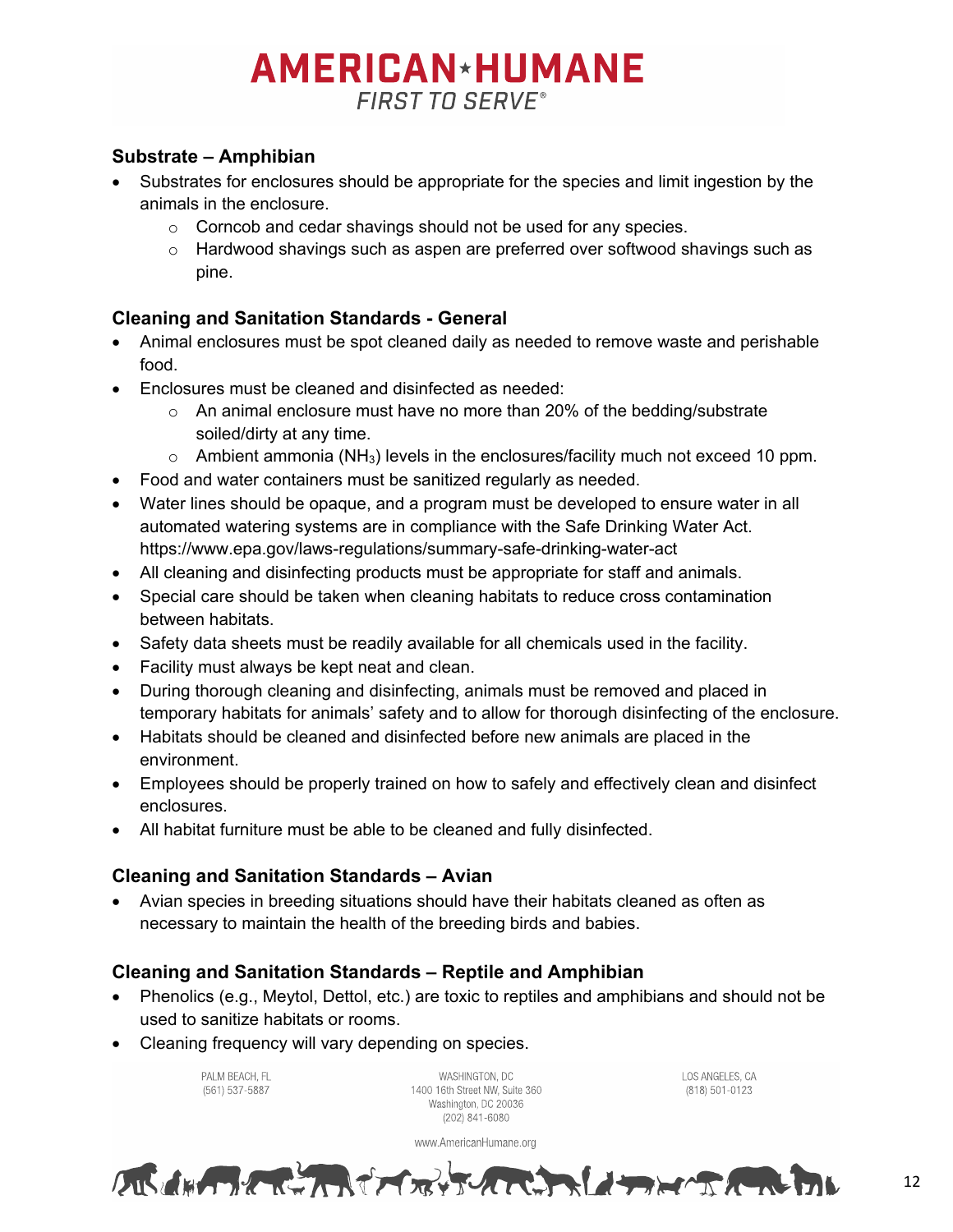## Substrate – Amphibian

- Substrates for enclosures should be appropriate for the species and limit ingestion by the animals in the enclosure.
  - Corncob and cedar shavings should not be used for any species.
  - Hardwood shavings such as aspen are preferred over softwood shavings such as pine.

## Cleaning and Sanitation Standards - General

- Animal enclosures must be spot cleaned daily as needed to remove waste and perishable food.
- Enclosures must be cleaned and disinfected as needed:
  - An animal enclosure must have no more than 20% of the bedding/substrate soiled/dirty at any time.
  - Ambient ammonia ($NH_3$) levels in the enclosures/facility much not exceed 10 ppm.
- Food and water containers must be sanitized regularly as needed.
- Water lines should be opaque, and a program must be developed to ensure water in all automated watering systems are in compliance with the Safe Drinking Water Act. https://www.epa.gov/laws-regulations/summary-safe-drinking-water-act
- All cleaning and disinfecting products must be appropriate for staff and animals.
- Special care should be taken when cleaning habitats to reduce cross contamination between habitats.
- Safety data sheets must be readily available for all chemicals used in the facility.
- Facility must always be kept neat and clean.
- During thorough cleaning and disinfecting, animals must be removed and placed in temporary habitats for animals' safety and to allow for thorough disinfecting of the enclosure.
- Habitats should be cleaned and disinfected before new animals are placed in the environment.
- Employees should be properly trained on how to safely and effectively clean and disinfect enclosures.
- All habitat furniture must be able to be cleaned and fully disinfected.

## Cleaning and Sanitation Standards – Avian

- Avian species in breeding situations should have their habitats cleaned as often as necessary to maintain the health of the breeding birds and babies.

## Cleaning and Sanitation Standards – Reptile and Amphibian

- Phenolics (e.g., Meytol, Dettol, etc.) are toxic to reptiles and amphibians and should not be used to sanitize habitats or rooms.
- Cleaning frequency will vary depending on species.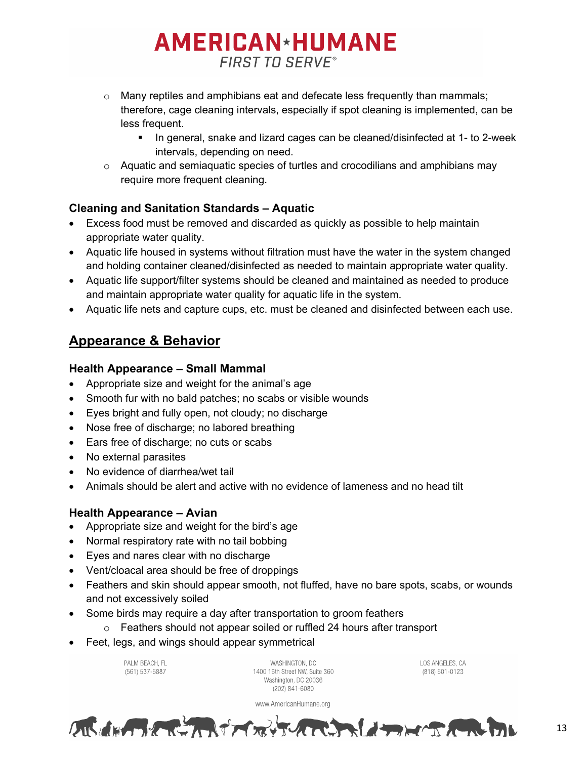- Many reptiles and amphibians eat and defecate less frequently than mammals; therefore, cage cleaning intervals, especially if spot cleaning is implemented, can be less frequent.
  - In general, snake and lizard cages can be cleaned/disinfected at 1- to 2-week intervals, depending on need.
- Aquatic and semiaquatic species of turtles and crocodilians and amphibians may require more frequent cleaning.

### Cleaning and Sanitation Standards – Aquatic

- Excess food must be removed and discarded as quickly as possible to help maintain appropriate water quality.
- Aquatic life housed in systems without filtration must have the water in the system changed and holding container cleaned/disinfected as needed to maintain appropriate water quality.
- Aquatic life support/filter systems should be cleaned and maintained as needed to produce and maintain appropriate water quality for aquatic life in the system.
- Aquatic life nets and capture cups, etc. must be cleaned and disinfected between each use.

## Appearance & Behavior

### Health Appearance – Small Mammal

- Appropriate size and weight for the animal's age
- Smooth fur with no bald patches; no scabs or visible wounds
- Eyes bright and fully open, not cloudy; no discharge
- Nose free of discharge; no labored breathing
- Ears free of discharge; no cuts or scabs
- No external parasites
- No evidence of diarrhea/wet tail
- Animals should be alert and active with no evidence of lameness and no head tilt

### Health Appearance – Avian

- Appropriate size and weight for the bird's age
- Normal respiratory rate with no tail bobbing
- Eyes and nares clear with no discharge
- Vent/cloacal area should be free of droppings
- Feathers and skin should appear smooth, not fluffed, have no bare spots, scabs, or wounds and not excessively soiled
- Some birds may require a day after transportation to groom feathers
  - Feathers should not appear soiled or ruffled 24 hours after transport
- Feet, legs, and wings should appear symmetrical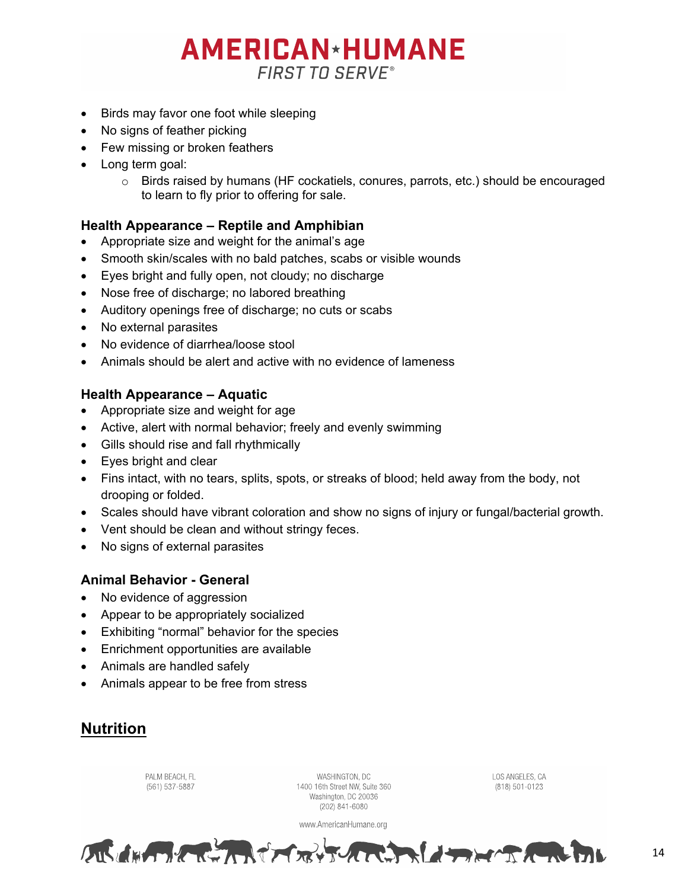- Birds may favor one foot while sleeping
- No signs of feather picking
- Few missing or broken feathers
- Long term goal:
    - Birds raised by humans (HF cockatiels, conures, parrots, etc.) should be encouraged to learn to fly prior to offering for sale.

### Health Appearance – Reptile and Amphibian

- Appropriate size and weight for the animal's age
- Smooth skin/scales with no bald patches, scabs or visible wounds
- Eyes bright and fully open, not cloudy; no discharge
- Nose free of discharge; no labored breathing
- Auditory openings free of discharge; no cuts or scabs
- No external parasites
- No evidence of diarrhea/loose stool
- Animals should be alert and active with no evidence of lameness

### Health Appearance – Aquatic

- Appropriate size and weight for age
- Active, alert with normal behavior; freely and evenly swimming
- Gills should rise and fall rhythmically
- Eyes bright and clear
- Fins intact, with no tears, splits, spots, or streaks of blood; held away from the body, not drooping or folded.
- Scales should have vibrant coloration and show no signs of injury or fungal/bacterial growth.
- Vent should be clean and without stringy feces.
- No signs of external parasites

### Animal Behavior - General

- No evidence of aggression
- Appear to be appropriately socialized
- Exhibiting "normal" behavior for the species
- Enrichment opportunities are available
- Animals are handled safely
- Animals appear to be free from stress

## Nutrition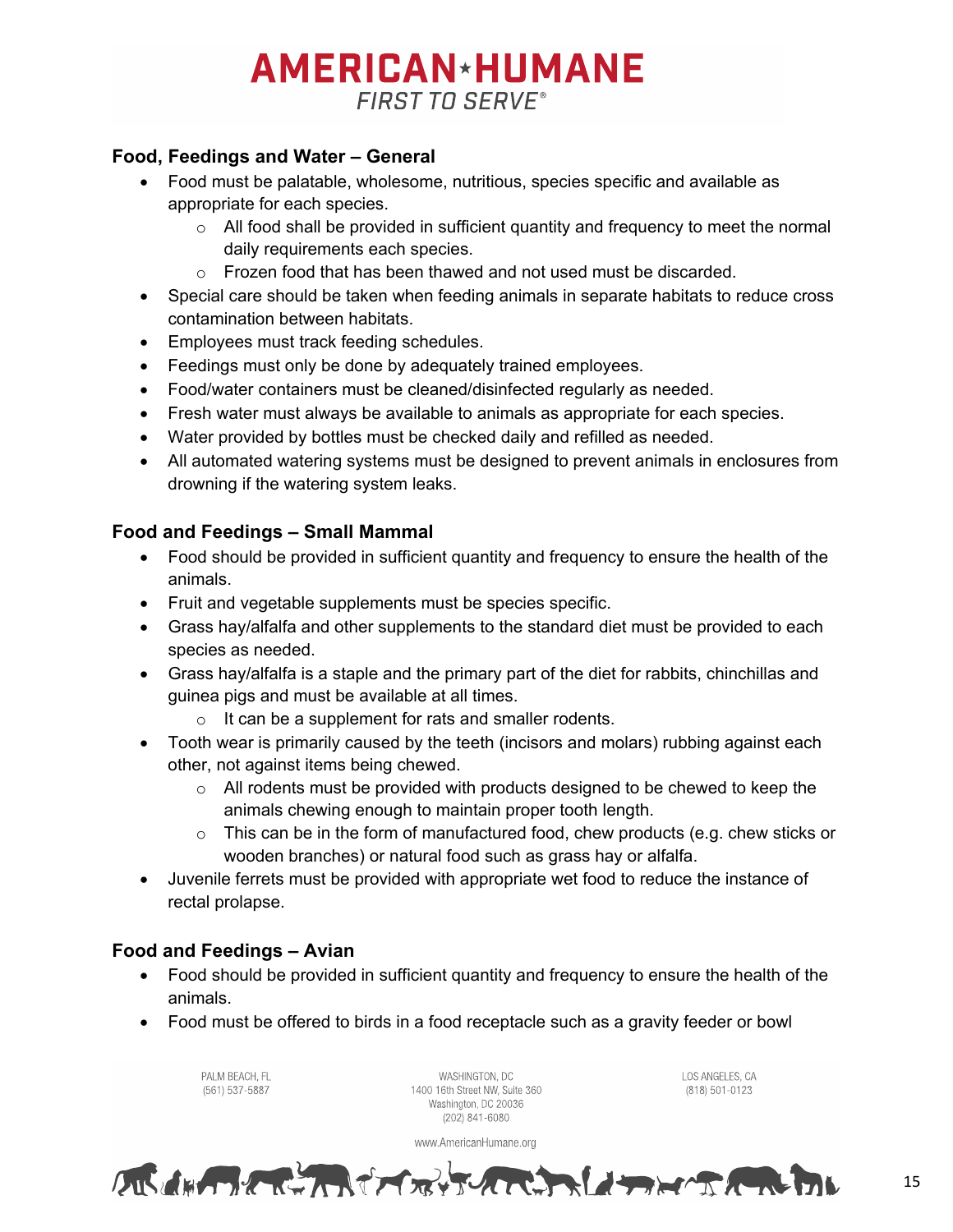### Food, Feedings and Water – General

- Food must be palatable, wholesome, nutritious, species specific and available as appropriate for each species.
  - All food shall be provided in sufficient quantity and frequency to meet the normal daily requirements each species.
  - Frozen food that has been thawed and not used must be discarded.
- Special care should be taken when feeding animals in separate habitats to reduce cross contamination between habitats.
- Employees must track feeding schedules.
- Feedings must only be done by adequately trained employees.
- Food/water containers must be cleaned/disinfected regularly as needed.
- Fresh water must always be available to animals as appropriate for each species.
- Water provided by bottles must be checked daily and refilled as needed.
- All automated watering systems must be designed to prevent animals in enclosures from drowning if the watering system leaks.

### Food and Feedings – Small Mammal

- Food should be provided in sufficient quantity and frequency to ensure the health of the animals.
- Fruit and vegetable supplements must be species specific.
- Grass hay/alfalfa and other supplements to the standard diet must be provided to each species as needed.
- Grass hay/alfalfa is a staple and the primary part of the diet for rabbits, chinchillas and guinea pigs and must be available at all times.
  - It can be a supplement for rats and smaller rodents.
- Tooth wear is primarily caused by the teeth (incisors and molars) rubbing against each other, not against items being chewed.
  - All rodents must be provided with products designed to be chewed to keep the animals chewing enough to maintain proper tooth length.
  - This can be in the form of manufactured food, chew products (e.g. chew sticks or wooden branches) or natural food such as grass hay or alfalfa.
- Juvenile ferrets must be provided with appropriate wet food to reduce the instance of rectal prolapse.

### Food and Feedings – Avian

- Food should be provided in sufficient quantity and frequency to ensure the health of the animals.
- Food must be offered to birds in a food receptacle such as a gravity feeder or bowl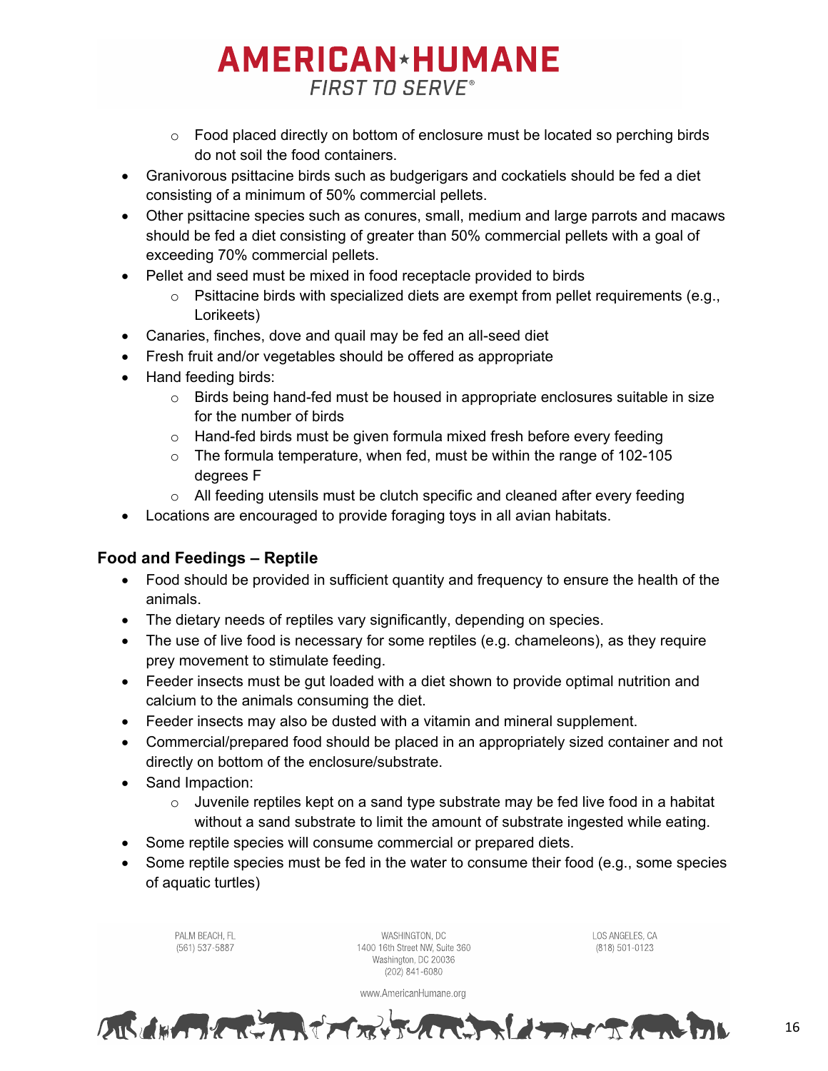- Food placed directly on bottom of enclosure must be located so perching birds do not soil the food containers.
- Granivorous psittacine birds such as budgerigars and cockatiels should be fed a diet consisting of a minimum of 50% commercial pellets.
- Other psittacine species such as conures, small, medium and large parrots and macaws should be fed a diet consisting of greater than 50% commercial pellets with a goal of exceeding 70% commercial pellets.
- Pellet and seed must be mixed in food receptacle provided to birds
    - Psittacine birds with specialized diets are exempt from pellet requirements (e.g., Lorikeets)
- Canaries, finches, dove and quail may be fed an all-seed diet
- Fresh fruit and/or vegetables should be offered as appropriate
- Hand feeding birds:
    - Birds being hand-fed must be housed in appropriate enclosures suitable in size for the number of birds
    - Hand-fed birds must be given formula mixed fresh before every feeding
    - The formula temperature, when fed, must be within the range of 102-105 degrees F
    - All feeding utensils must be clutch specific and cleaned after every feeding
- Locations are encouraged to provide foraging toys in all avian habitats.

### Food and Feedings – Reptile

- Food should be provided in sufficient quantity and frequency to ensure the health of the animals.
- The dietary needs of reptiles vary significantly, depending on species.
- The use of live food is necessary for some reptiles (e.g. chameleons), as they require prey movement to stimulate feeding.
- Feeder insects must be gut loaded with a diet shown to provide optimal nutrition and calcium to the animals consuming the diet.
- Feeder insects may also be dusted with a vitamin and mineral supplement.
- Commercial/prepared food should be placed in an appropriately sized container and not directly on bottom of the enclosure/substrate.
- Sand Impaction:
    - Juvenile reptiles kept on a sand type substrate may be fed live food in a habitat without a sand substrate to limit the amount of substrate ingested while eating.
- Some reptile species will consume commercial or prepared diets.
- Some reptile species must be fed in the water to consume their food (e.g., some species of aquatic turtles)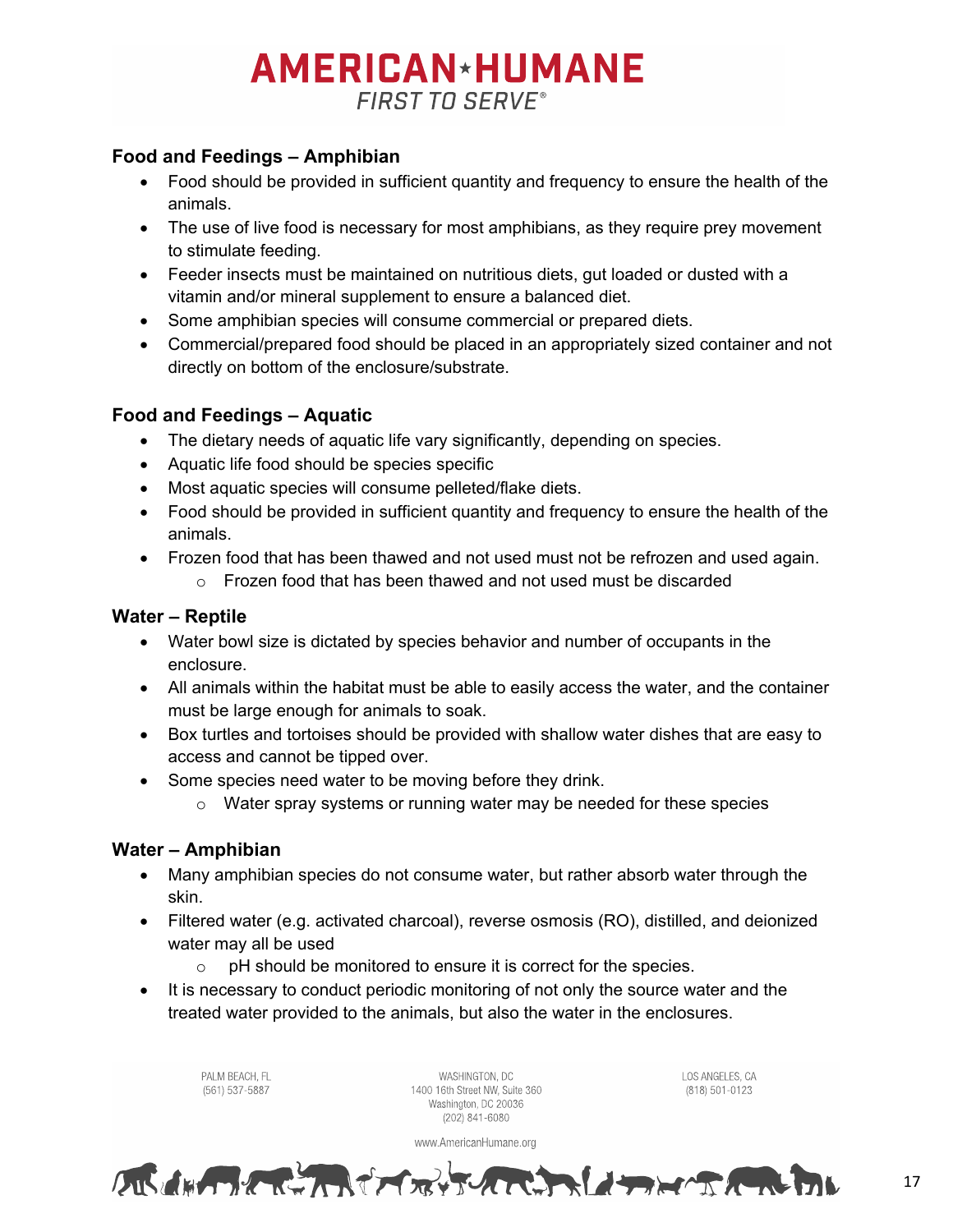### Food and Feedings – Amphibian

- Food should be provided in sufficient quantity and frequency to ensure the health of the animals.
- The use of live food is necessary for most amphibians, as they require prey movement to stimulate feeding.
- Feeder insects must be maintained on nutritious diets, gut loaded or dusted with a vitamin and/or mineral supplement to ensure a balanced diet.
- Some amphibian species will consume commercial or prepared diets.
- Commercial/prepared food should be placed in an appropriately sized container and not directly on bottom of the enclosure/substrate.

### Food and Feedings – Aquatic

- The dietary needs of aquatic life vary significantly, depending on species.
- Aquatic life food should be species specific
- Most aquatic species will consume pelleted/flake diets.
- Food should be provided in sufficient quantity and frequency to ensure the health of the animals.
- Frozen food that has been thawed and not used must not be refrozen and used again.
  - Frozen food that has been thawed and not used must be discarded

### Water – Reptile

- Water bowl size is dictated by species behavior and number of occupants in the enclosure.
- All animals within the habitat must be able to easily access the water, and the container must be large enough for animals to soak.
- Box turtles and tortoises should be provided with shallow water dishes that are easy to access and cannot be tipped over.
- Some species need water to be moving before they drink.
  - Water spray systems or running water may be needed for these species

### Water – Amphibian

- Many amphibian species do not consume water, but rather absorb water through the skin.
- Filtered water (e.g. activated charcoal), reverse osmosis (RO), distilled, and deionized water may all be used
  - pH should be monitored to ensure it is correct for the species.
- It is necessary to conduct periodic monitoring of not only the source water and the treated water provided to the animals, but also the water in the enclosures.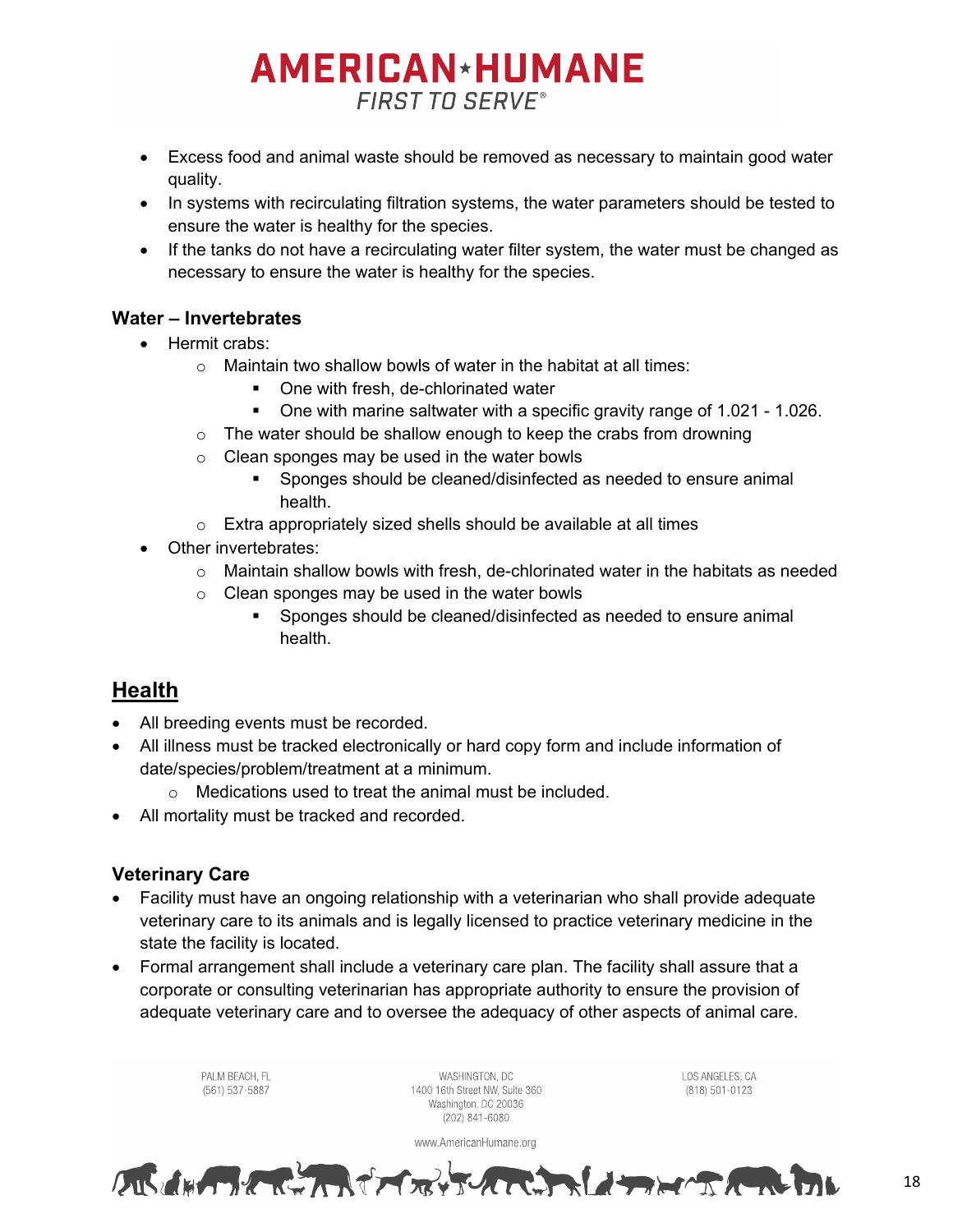- Excess food and animal waste should be removed as necessary to maintain good water quality.
- In systems with recirculating filtration systems, the water parameters should be tested to ensure the water is healthy for the species.
- If the tanks do not have a recirculating water filter system, the water must be changed as necessary to ensure the water is healthy for the species.

### Water – Invertebrates

- Hermit crabs:
  - Maintain two shallow bowls of water in the habitat at all times:
    - One with fresh, de-chlorinated water
    - One with marine saltwater with a specific gravity range of 1.021 - 1.026.
  - The water should be shallow enough to keep the crabs from drowning
  - Clean sponges may be used in the water bowls
    - Sponges should be cleaned/disinfected as needed to ensure animal health.
  - Extra appropriately sized shells should be available at all times
- Other invertebrates:
  - Maintain shallow bowls with fresh, de-chlorinated water in the habitats as needed
  - Clean sponges may be used in the water bowls
    - Sponges should be cleaned/disinfected as needed to ensure animal health.

## Health

- All breeding events must be recorded.
- All illness must be tracked electronically or hard copy form and include information of date/species/problem/treatment at a minimum.
  - Medications used to treat the animal must be included.
- All mortality must be tracked and recorded.

### Veterinary Care

- Facility must have an ongoing relationship with a veterinarian who shall provide adequate veterinary care to its animals and is legally licensed to practice veterinary medicine in the state the facility is located.
- Formal arrangement shall include a veterinary care plan. The facility shall assure that a corporate or consulting veterinarian has appropriate authority to ensure the provision of adequate veterinary care and to oversee the adequacy of other aspects of animal care.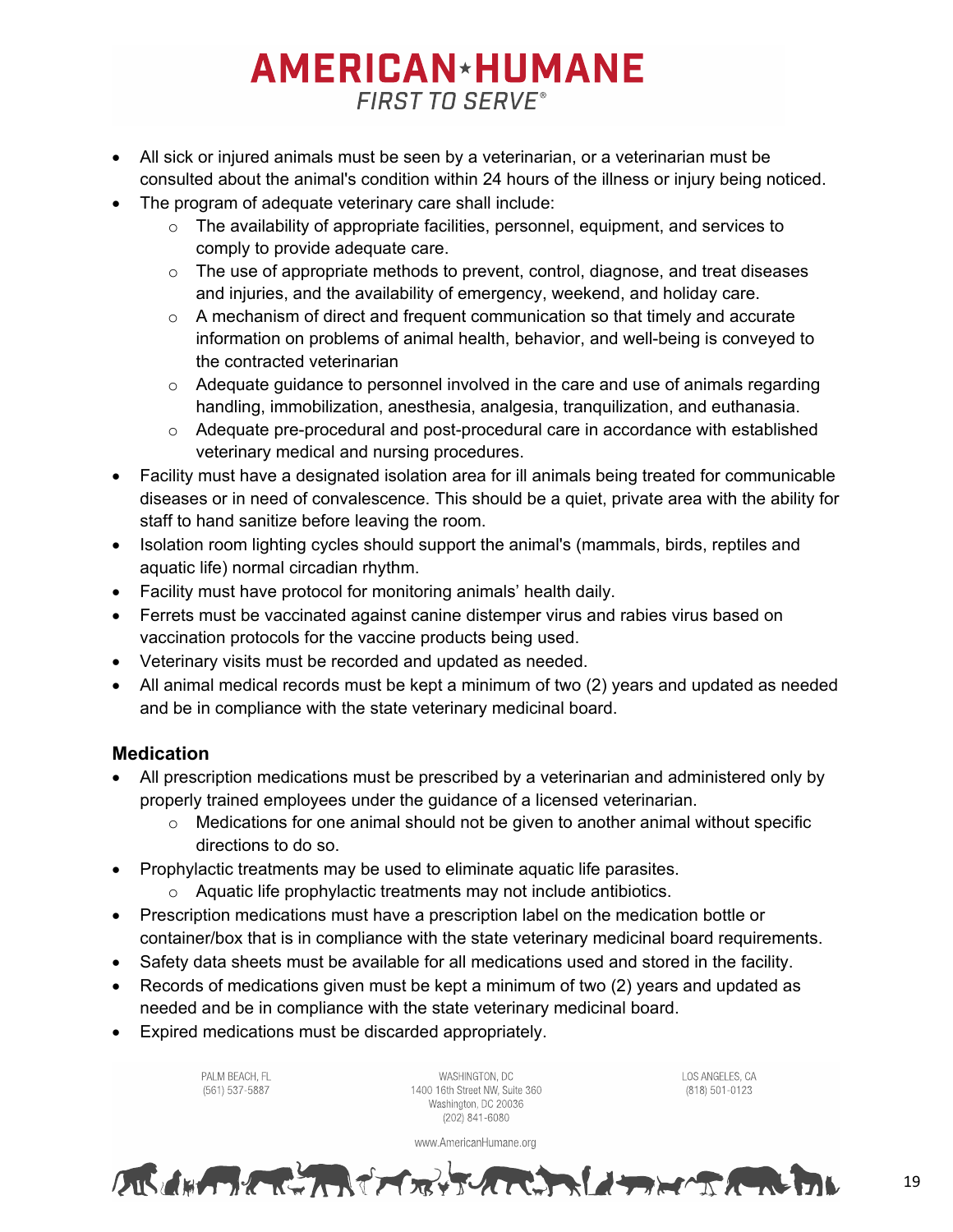- All sick or injured animals must be seen by a veterinarian, or a veterinarian must be consulted about the animal's condition within 24 hours of the illness or injury being noticed.
- The program of adequate veterinary care shall include:
  - The availability of appropriate facilities, personnel, equipment, and services to comply to provide adequate care.
  - The use of appropriate methods to prevent, control, diagnose, and treat diseases and injuries, and the availability of emergency, weekend, and holiday care.
  - A mechanism of direct and frequent communication so that timely and accurate information on problems of animal health, behavior, and well-being is conveyed to the contracted veterinarian
  - Adequate guidance to personnel involved in the care and use of animals regarding handling, immobilization, anesthesia, analgesia, tranquilization, and euthanasia.
  - Adequate pre-procedural and post-procedural care in accordance with established veterinary medical and nursing procedures.
- Facility must have a designated isolation area for ill animals being treated for communicable diseases or in need of convalescence. This should be a quiet, private area with the ability for staff to hand sanitize before leaving the room.
- Isolation room lighting cycles should support the animal's (mammals, birds, reptiles and aquatic life) normal circadian rhythm.
- Facility must have protocol for monitoring animals' health daily.
- Ferrets must be vaccinated against canine distemper virus and rabies virus based on vaccination protocols for the vaccine products being used.
- Veterinary visits must be recorded and updated as needed.
- All animal medical records must be kept a minimum of two (2) years and updated as needed and be in compliance with the state veterinary medicinal board.

### Medication

- All prescription medications must be prescribed by a veterinarian and administered only by properly trained employees under the guidance of a licensed veterinarian.
  - Medications for one animal should not be given to another animal without specific directions to do so.
- Prophylactic treatments may be used to eliminate aquatic life parasites.
  - Aquatic life prophylactic treatments may not include antibiotics.
- Prescription medications must have a prescription label on the medication bottle or container/box that is in compliance with the state veterinary medicinal board requirements.
- Safety data sheets must be available for all medications used and stored in the facility.
- Records of medications given must be kept a minimum of two (2) years and updated as needed and be in compliance with the state veterinary medicinal board.
- Expired medications must be discarded appropriately.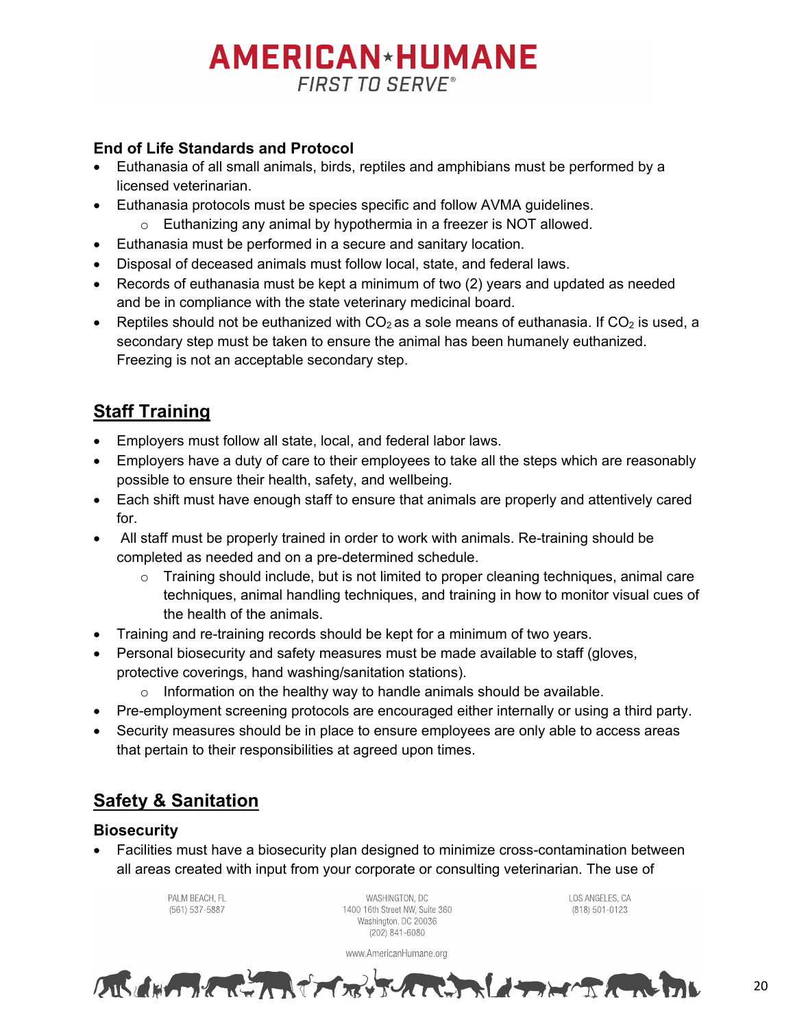### End of Life Standards and Protocol

- Euthanasia of all small animals, birds, reptiles and amphibians must be performed by a licensed veterinarian.
- Euthanasia protocols must be species specific and follow AVMA guidelines.
  - Euthanizing any animal by hypothermia in a freezer is NOT allowed.
- Euthanasia must be performed in a secure and sanitary location.
- Disposal of deceased animals must follow local, state, and federal laws.
- Records of euthanasia must be kept a minimum of two (2) years and updated as needed and be in compliance with the state veterinary medicinal board.
- Reptiles should not be euthanized with $CO_2$ as a sole means of euthanasia. If $CO_2$ is used, a secondary step must be taken to ensure the animal has been humanely euthanized. Freezing is not an acceptable secondary step.

## Staff Training

- Employers must follow all state, local, and federal labor laws.
- Employers have a duty of care to their employees to take all the steps which are reasonably possible to ensure their health, safety, and wellbeing.
- Each shift must have enough staff to ensure that animals are properly and attentively cared for.
- All staff must be properly trained in order to work with animals. Re-training should be completed as needed and on a pre-determined schedule.
  - Training should include, but is not limited to proper cleaning techniques, animal care techniques, animal handling techniques, and training in how to monitor visual cues of the health of the animals.
- Training and re-training records should be kept for a minimum of two years.
- Personal biosecurity and safety measures must be made available to staff (gloves, protective coverings, hand washing/sanitation stations).
  - Information on the healthy way to handle animals should be available.
- Pre-employment screening protocols are encouraged either internally or using a third party.
- Security measures should be in place to ensure employees are only able to access areas that pertain to their responsibilities at agreed upon times.

## Safety & Sanitation

### Biosecurity

- Facilities must have a biosecurity plan designed to minimize cross-contamination between all areas created with input from your corporate or consulting veterinarian. The use of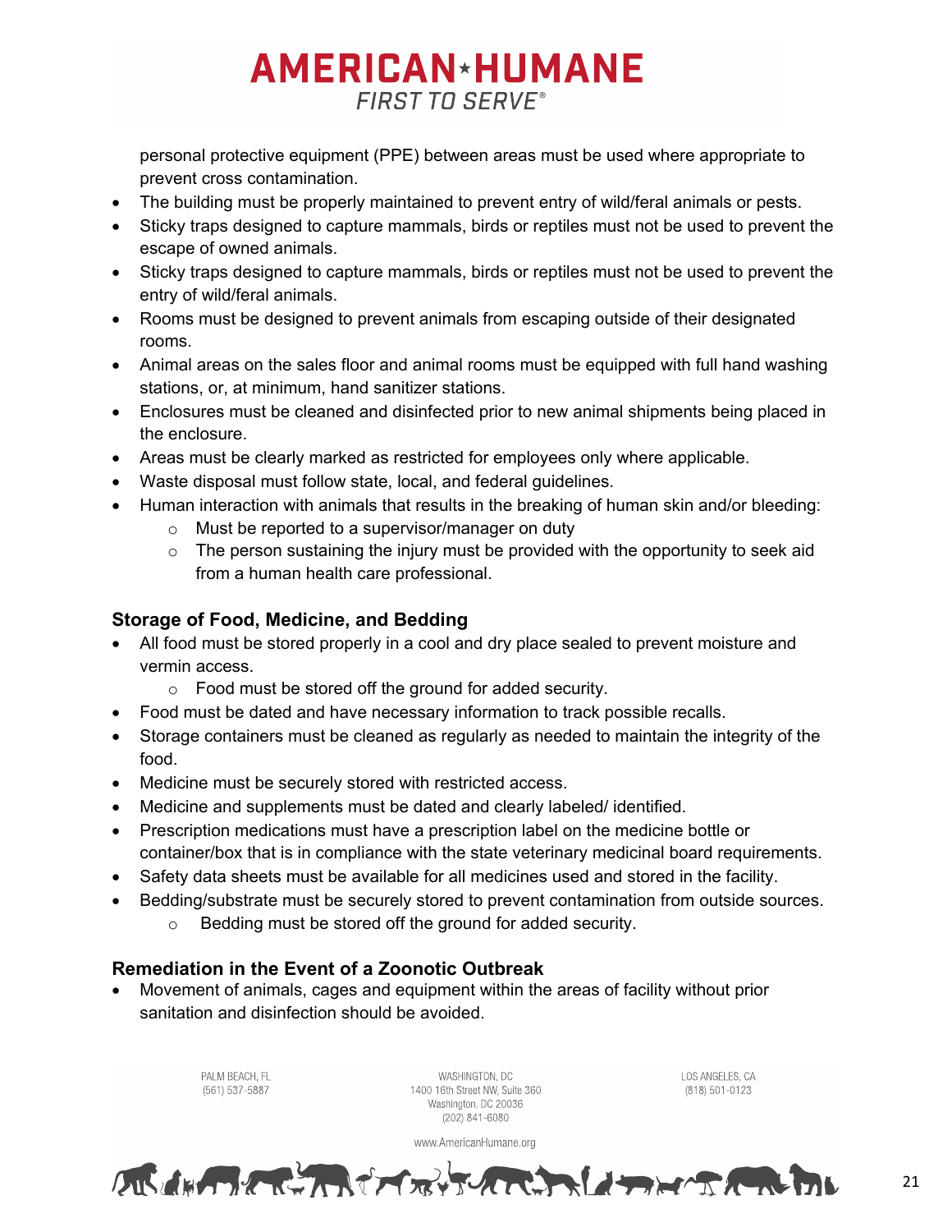personal protective equipment (PPE) between areas must be used where appropriate to prevent cross contamination.

- The building must be properly maintained to prevent entry of wild/feral animals or pests.
- Sticky traps designed to capture mammals, birds or reptiles must not be used to prevent the escape of owned animals.
- Sticky traps designed to capture mammals, birds or reptiles must not be used to prevent the entry of wild/feral animals.
- Rooms must be designed to prevent animals from escaping outside of their designated rooms.
- Animal areas on the sales floor and animal rooms must be equipped with full hand washing stations, or, at minimum, hand sanitizer stations.
- Enclosures must be cleaned and disinfected prior to new animal shipments being placed in the enclosure.
- Areas must be clearly marked as restricted for employees only where applicable.
- Waste disposal must follow state, local, and federal guidelines.
- Human interaction with animals that results in the breaking of human skin and/or bleeding:
  - Must be reported to a supervisor/manager on duty
  - The person sustaining the injury must be provided with the opportunity to seek aid from a human health care professional.

### Storage of Food, Medicine, and Bedding

- All food must be stored properly in a cool and dry place sealed to prevent moisture and vermin access.
  - Food must be stored off the ground for added security.
- Food must be dated and have necessary information to track possible recalls.
- Storage containers must be cleaned as regularly as needed to maintain the integrity of the food.
- Medicine must be securely stored with restricted access.
- Medicine and supplements must be dated and clearly labeled/ identified.
- Prescription medications must have a prescription label on the medicine bottle or container/box that is in compliance with the state veterinary medicinal board requirements.
- Safety data sheets must be available for all medicines used and stored in the facility.
- Bedding/substrate must be securely stored to prevent contamination from outside sources.
  - Bedding must be stored off the ground for added security.

### Remediation in the Event of a Zoonotic Outbreak

- Movement of animals, cages and equipment within the areas of facility without prior sanitation and disinfection should be avoided.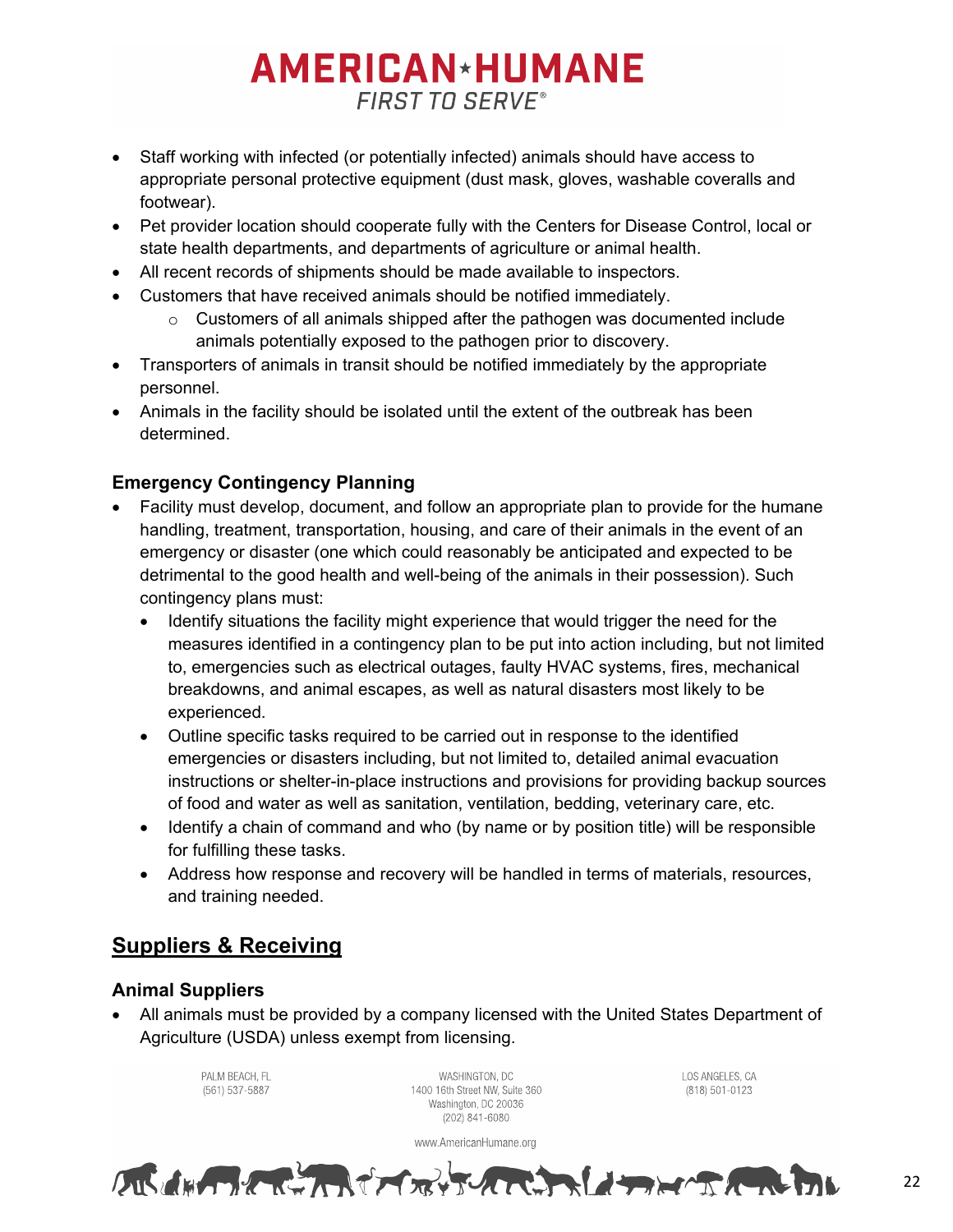- Staff working with infected (or potentially infected) animals should have access to appropriate personal protective equipment (dust mask, gloves, washable coveralls and footwear).
- Pet provider location should cooperate fully with the Centers for Disease Control, local or state health departments, and departments of agriculture or animal health.
- All recent records of shipments should be made available to inspectors.
- Customers that have received animals should be notified immediately.
    - Customers of all animals shipped after the pathogen was documented include animals potentially exposed to the pathogen prior to discovery.
- Transporters of animals in transit should be notified immediately by the appropriate personnel.
- Animals in the facility should be isolated until the extent of the outbreak has been determined.

### Emergency Contingency Planning

- Facility must develop, document, and follow an appropriate plan to provide for the humane handling, treatment, transportation, housing, and care of their animals in the event of an emergency or disaster (one which could reasonably be anticipated and expected to be detrimental to the good health and well-being of the animals in their possession). Such contingency plans must:
    - Identify situations the facility might experience that would trigger the need for the measures identified in a contingency plan to be put into action including, but not limited to, emergencies such as electrical outages, faulty HVAC systems, fires, mechanical breakdowns, and animal escapes, as well as natural disasters most likely to be experienced.
    - Outline specific tasks required to be carried out in response to the identified emergencies or disasters including, but not limited to, detailed animal evacuation instructions or shelter-in-place instructions and provisions for providing backup sources of food and water as well as sanitation, ventilation, bedding, veterinary care, etc.
    - Identify a chain of command and who (by name or by position title) will be responsible for fulfilling these tasks.
    - Address how response and recovery will be handled in terms of materials, resources, and training needed.

## Suppliers & Receiving

### Animal Suppliers

- All animals must be provided by a company licensed with the United States Department of Agriculture (USDA) unless exempt from licensing.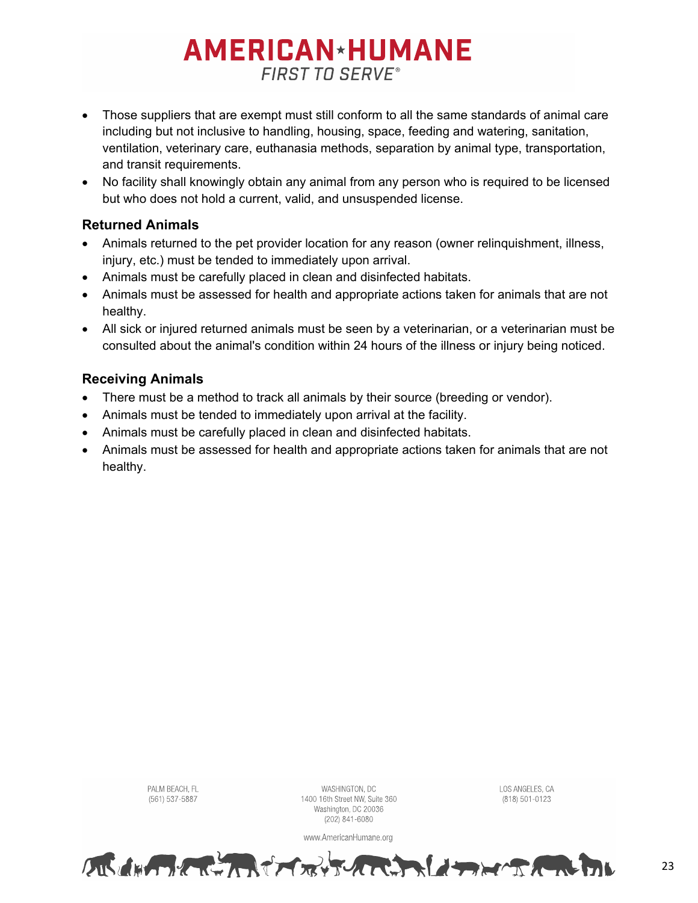- Those suppliers that are exempt must still conform to all the same standards of animal care including but not inclusive to handling, housing, space, feeding and watering, sanitation, ventilation, veterinary care, euthanasia methods, separation by animal type, transportation, and transit requirements.
- No facility shall knowingly obtain any animal from any person who is required to be licensed but who does not hold a current, valid, and unsuspended license.

### Returned Animals

- Animals returned to the pet provider location for any reason (owner relinquishment, illness, injury, etc.) must be tended to immediately upon arrival.
- Animals must be carefully placed in clean and disinfected habitats.
- Animals must be assessed for health and appropriate actions taken for animals that are not healthy.
- All sick or injured returned animals must be seen by a veterinarian, or a veterinarian must be consulted about the animal's condition within 24 hours of the illness or injury being noticed.

### Receiving Animals

- There must be a method to track all animals by their source (breeding or vendor).
- Animals must be tended to immediately upon arrival at the facility.
- Animals must be carefully placed in clean and disinfected habitats.
- Animals must be assessed for health and appropriate actions taken for animals that are not healthy.